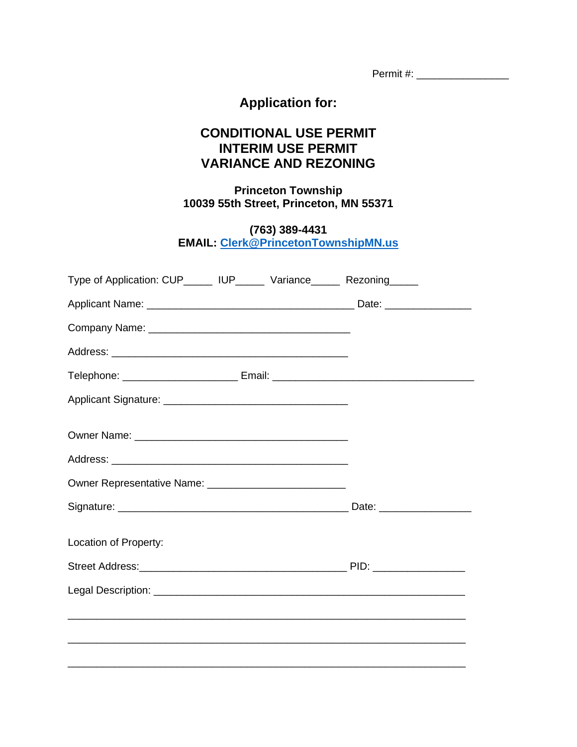Permit #: _______________

## Application for:

## CONDITIONAL USE PERMIT
## INTERIM USE PERMIT
## VARIANCE AND REZONING

**Princeton Township**
**10039 55th Street, Princeton, MN 55371**

**(763) 389-4431**
**EMAIL: Clerk@PrincetonTownshipMN.us**

Type of Application: CUP_____ IUP_____ Variance_____ Rezoning_____

Applicant Name: ____________________________________ Date: _______________

Company Name: ___________________________________

Address: __________________________________________

Telephone: ____________________ Email: ___________________________________

Applicant Signature: ________________________________

Owner Name: ____________________________________

Address: __________________________________________

Owner Representative Name: ________________________

Signature: ________________________________________ Date: ________________

Location of Property:

Street Address:____________________________________ PID: ________________

Legal Description: _________________________________________________________

______________________________________________________________________

______________________________________________________________________

______________________________________________________________________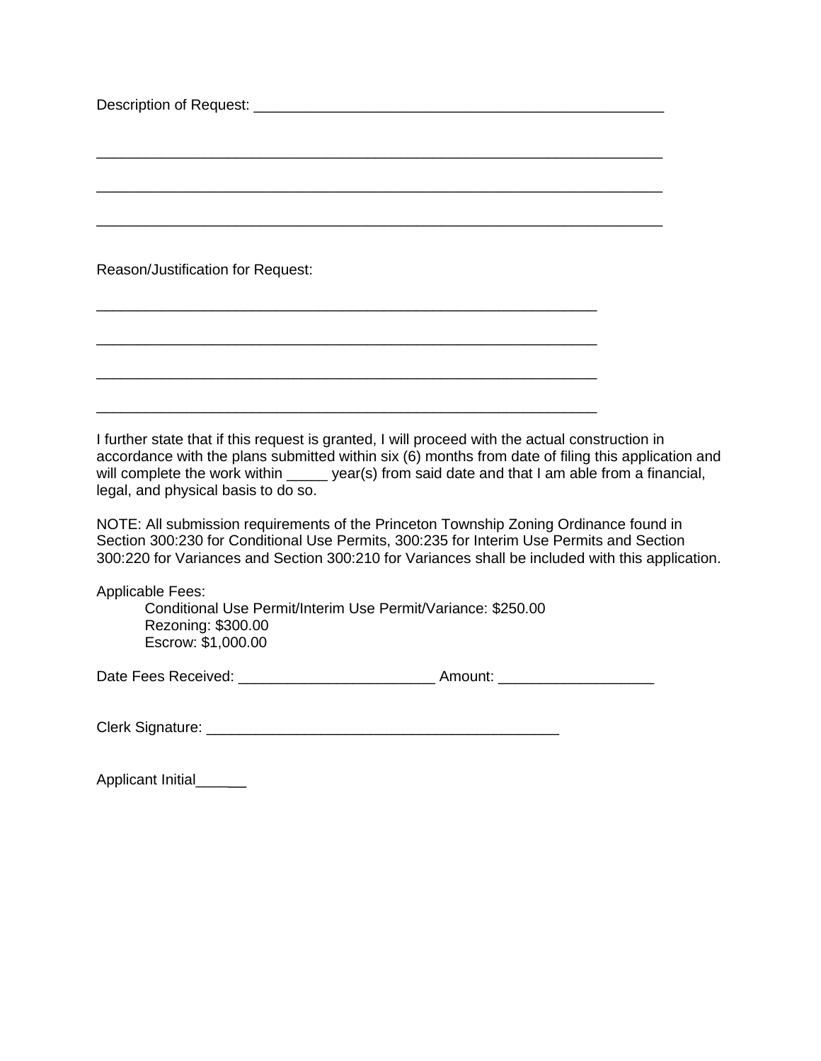Description of Request: ____________________________________________________

_________________________________________________________________________

_________________________________________________________________________

_________________________________________________________________________

Reason/Justification for Request:

________________________________________________________________

________________________________________________________________

________________________________________________________________

________________________________________________________________

I further state that if this request is granted, I will proceed with the actual construction in accordance with the plans submitted within six (6) months from date of filing this application and will complete the work within _____ year(s) from said date and that I am able from a financial, legal, and physical basis to do so.

NOTE: All submission requirements of the Princeton Township Zoning Ordinance found in Section 300:230 for Conditional Use Permits, 300:235 for Interim Use Permits and Section 300:220 for Variances and Section 300:210 for Variances shall be included with this application.

Applicable Fees:

Conditional Use Permit/Interim Use Permit/Variance: $250.00
Rezoning: $300.00
Escrow: $1,000.00

Date Fees Received: _________________________ Amount: ___________________

Clerk Signature: ____________________________________________

Applicant Initial______